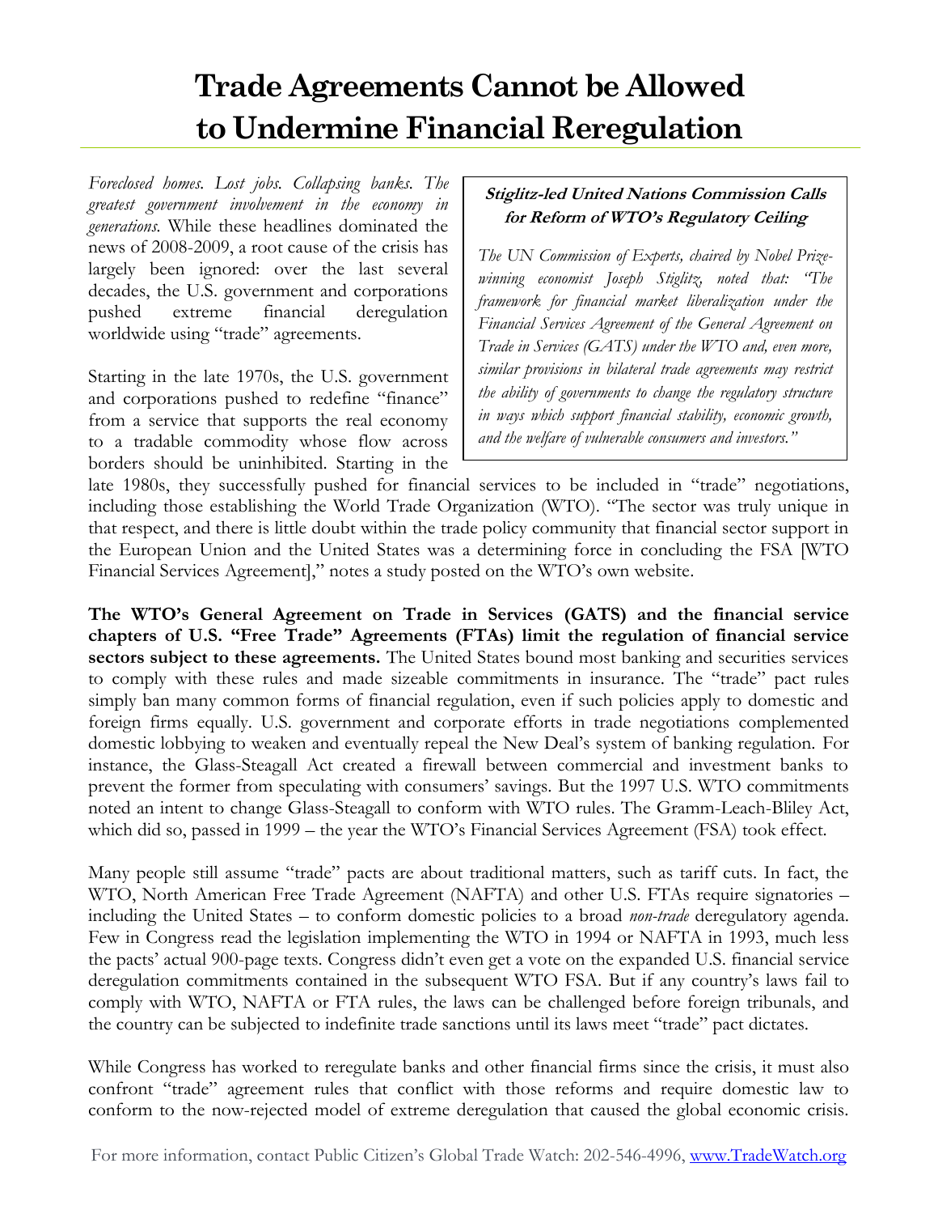# Trade Agreements Cannot be Allowed to Undermine Financial Reregulation

*Foreclosed homes. Lost jobs. Collapsing banks. The greatest government involvement in the economy in generations.* While these headlines dominated the news of 2008-2009, a root cause of the crisis has largely been ignored: over the last several decades, the U.S. government and corporations pushed extreme financial deregulation worldwide using "trade" agreements.

> **Stiglitz-led United Nations Commission Calls for Reform of WTO's Regulatory Ceiling**
>
> *The UN Commission of Experts, chaired by Nobel Prize-winning economist Joseph Stiglitz, noted that: "The framework for financial market liberalization under the Financial Services Agreement of the General Agreement on Trade in Services (GATS) under the WTO and, even more, similar provisions in bilateral trade agreements may restrict the ability of governments to change the regulatory structure in ways which support financial stability, economic growth, and the welfare of vulnerable consumers and investors."*

Starting in the late 1970s, the U.S. government and corporations pushed to redefine "finance" from a service that supports the real economy to a tradable commodity whose flow across borders should be uninhibited. Starting in the late 1980s, they successfully pushed for financial services to be included in "trade" negotiations, including those establishing the World Trade Organization (WTO). "The sector was truly unique in that respect, and there is little doubt within the trade policy community that financial sector support in the European Union and the United States was a determining force in concluding the FSA [WTO Financial Services Agreement]," notes a study posted on the WTO's own website.

**The WTO's General Agreement on Trade in Services (GATS) and the financial service chapters of U.S. "Free Trade" Agreements (FTAs) limit the regulation of financial service sectors subject to these agreements.** The United States bound most banking and securities services to comply with these rules and made sizeable commitments in insurance. The "trade" pact rules simply ban many common forms of financial regulation, even if such policies apply to domestic and foreign firms equally. U.S. government and corporate efforts in trade negotiations complemented domestic lobbying to weaken and eventually repeal the New Deal's system of banking regulation. For instance, the Glass-Steagall Act created a firewall between commercial and investment banks to prevent the former from speculating with consumers' savings. But the 1997 U.S. WTO commitments noted an intent to change Glass-Steagall to conform with WTO rules. The Gramm-Leach-Bliley Act, which did so, passed in 1999 – the year the WTO's Financial Services Agreement (FSA) took effect.

Many people still assume "trade" pacts are about traditional matters, such as tariff cuts. In fact, the WTO, North American Free Trade Agreement (NAFTA) and other U.S. FTAs require signatories – including the United States – to conform domestic policies to a broad *non-trade* deregulatory agenda. Few in Congress read the legislation implementing the WTO in 1994 or NAFTA in 1993, much less the pacts' actual 900-page texts. Congress didn't even get a vote on the expanded U.S. financial service deregulation commitments contained in the subsequent WTO FSA. But if any country's laws fail to comply with WTO, NAFTA or FTA rules, the laws can be challenged before foreign tribunals, and the country can be subjected to indefinite trade sanctions until its laws meet "trade" pact dictates.

While Congress has worked to reregulate banks and other financial firms since the crisis, it must also confront "trade" agreement rules that conflict with those reforms and require domestic law to conform to the now-rejected model of extreme deregulation that caused the global economic crisis.

For more information, contact Public Citizen's Global Trade Watch: 202-546-4996, www.TradeWatch.org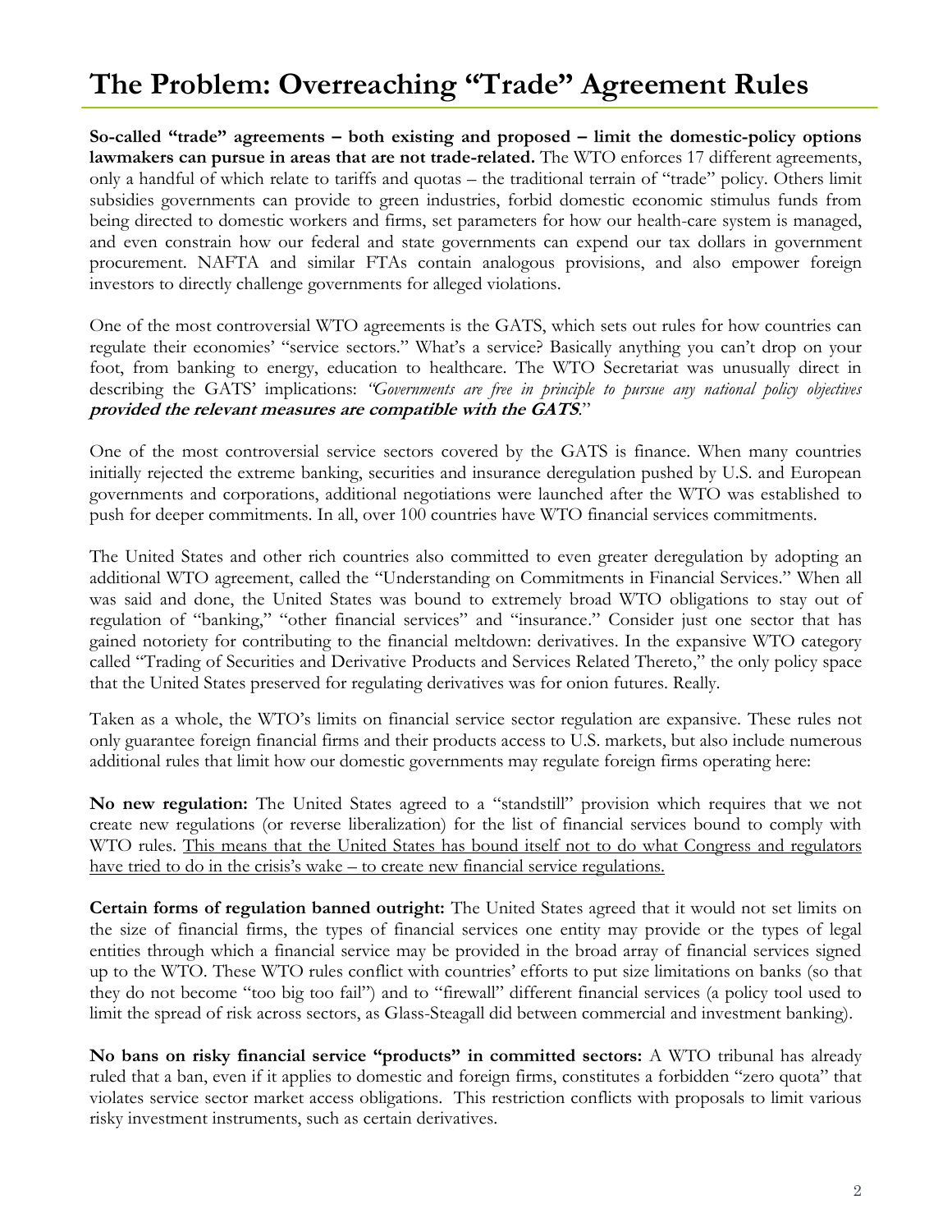# The Problem: Overreaching "Trade" Agreement Rules

**So-called "trade" agreements – both existing and proposed – limit the domestic-policy options lawmakers can pursue in areas that are not trade-related.** The WTO enforces 17 different agreements, only a handful of which relate to tariffs and quotas – the traditional terrain of "trade" policy. Others limit subsidies governments can provide to green industries, forbid domestic economic stimulus funds from being directed to domestic workers and firms, set parameters for how our health-care system is managed, and even constrain how our federal and state governments can expend our tax dollars in government procurement. NAFTA and similar FTAs contain analogous provisions, and also empower foreign investors to directly challenge governments for alleged violations.

One of the most controversial WTO agreements is the GATS, which sets out rules for how countries can regulate their economies' "service sectors." What's a service? Basically anything you can't drop on your foot, from banking to energy, education to healthcare. The WTO Secretariat was unusually direct in describing the GATS' implications: *"Governments are free in principle to pursue any national policy objectives* ***provided the relevant measures are compatible with the GATS**.*"

One of the most controversial service sectors covered by the GATS is finance. When many countries initially rejected the extreme banking, securities and insurance deregulation pushed by U.S. and European governments and corporations, additional negotiations were launched after the WTO was established to push for deeper commitments. In all, over 100 countries have WTO financial services commitments.

The United States and other rich countries also committed to even greater deregulation by adopting an additional WTO agreement, called the "Understanding on Commitments in Financial Services." When all was said and done, the United States was bound to extremely broad WTO obligations to stay out of regulation of "banking," "other financial services" and "insurance." Consider just one sector that has gained notoriety for contributing to the financial meltdown: derivatives. In the expansive WTO category called "Trading of Securities and Derivative Products and Services Related Thereto," the only policy space that the United States preserved for regulating derivatives was for onion futures. Really.

Taken as a whole, the WTO's limits on financial service sector regulation are expansive. These rules not only guarantee foreign financial firms and their products access to U.S. markets, but also include numerous additional rules that limit how our domestic governments may regulate foreign firms operating here:

**No new regulation:** The United States agreed to a "standstill" provision which requires that we not create new regulations (or reverse liberalization) for the list of financial services bound to comply with WTO rules. <u>This means that the United States has bound itself not to do what Congress and regulators have tried to do in the crisis's wake – to create new financial service regulations.</u>

**Certain forms of regulation banned outright:** The United States agreed that it would not set limits on the size of financial firms, the types of financial services one entity may provide or the types of legal entities through which a financial service may be provided in the broad array of financial services signed up to the WTO. These WTO rules conflict with countries' efforts to put size limitations on banks (so that they do not become "too big too fail") and to "firewall" different financial services (a policy tool used to limit the spread of risk across sectors, as Glass-Steagall did between commercial and investment banking).

**No bans on risky financial service "products" in committed sectors:** A WTO tribunal has already ruled that a ban, even if it applies to domestic and foreign firms, constitutes a forbidden "zero quota" that violates service sector market access obligations. This restriction conflicts with proposals to limit various risky investment instruments, such as certain derivatives.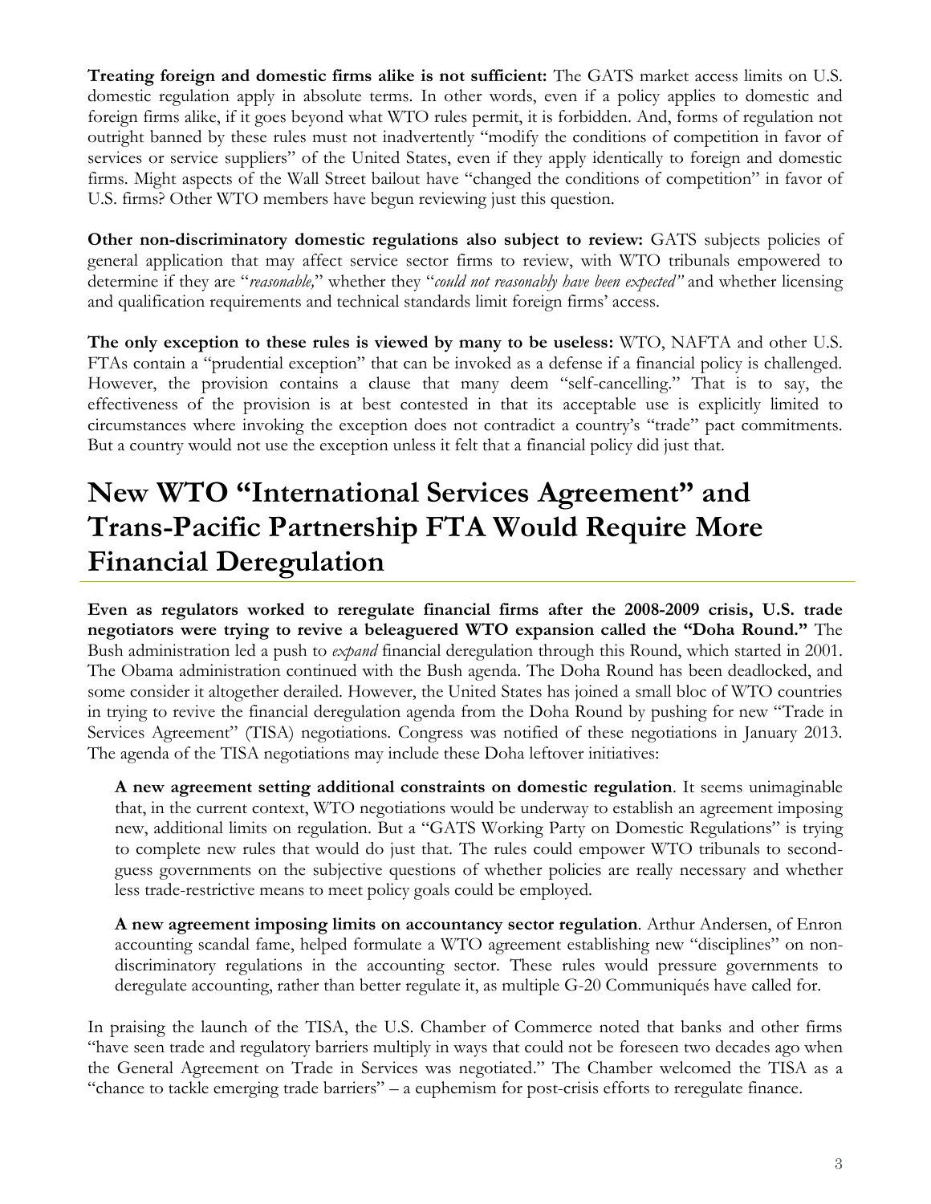**Treating foreign and domestic firms alike is not sufficient:** The GATS market access limits on U.S. domestic regulation apply in absolute terms. In other words, even if a policy applies to domestic and foreign firms alike, if it goes beyond what WTO rules permit, it is forbidden. And, forms of regulation not outright banned by these rules must not inadvertently "modify the conditions of competition in favor of services or service suppliers" of the United States, even if they apply identically to foreign and domestic firms. Might aspects of the Wall Street bailout have "changed the conditions of competition" in favor of U.S. firms? Other WTO members have begun reviewing just this question.

**Other non-discriminatory domestic regulations also subject to review:** GATS subjects policies of general application that may affect service sector firms to review, with WTO tribunals empowered to determine if they are "*reasonable,*" whether they "*could not reasonably have been expected"* and whether licensing and qualification requirements and technical standards limit foreign firms' access.

**The only exception to these rules is viewed by many to be useless:** WTO, NAFTA and other U.S. FTAs contain a "prudential exception" that can be invoked as a defense if a financial policy is challenged. However, the provision contains a clause that many deem "self-cancelling." That is to say, the effectiveness of the provision is at best contested in that its acceptable use is explicitly limited to circumstances where invoking the exception does not contradict a country's "trade" pact commitments. But a country would not use the exception unless it felt that a financial policy did just that.

# New WTO "International Services Agreement" and Trans-Pacific Partnership FTA Would Require More Financial Deregulation

**Even as regulators worked to reregulate financial firms after the 2008-2009 crisis, U.S. trade negotiators were trying to revive a beleaguered WTO expansion called the "Doha Round."** The Bush administration led a push to *expand* financial deregulation through this Round, which started in 2001. The Obama administration continued with the Bush agenda. The Doha Round has been deadlocked, and some consider it altogether derailed. However, the United States has joined a small bloc of WTO countries in trying to revive the financial deregulation agenda from the Doha Round by pushing for new "Trade in Services Agreement" (TISA) negotiations. Congress was notified of these negotiations in January 2013. The agenda of the TISA negotiations may include these Doha leftover initiatives:

**A new agreement setting additional constraints on domestic regulation**. It seems unimaginable that, in the current context, WTO negotiations would be underway to establish an agreement imposing new, additional limits on regulation. But a "GATS Working Party on Domestic Regulations" is trying to complete new rules that would do just that. The rules could empower WTO tribunals to second-guess governments on the subjective questions of whether policies are really necessary and whether less trade-restrictive means to meet policy goals could be employed.

**A new agreement imposing limits on accountancy sector regulation**. Arthur Andersen, of Enron accounting scandal fame, helped formulate a WTO agreement establishing new "disciplines" on non-discriminatory regulations in the accounting sector. These rules would pressure governments to deregulate accounting, rather than better regulate it, as multiple G-20 Communiqués have called for.

In praising the launch of the TISA, the U.S. Chamber of Commerce noted that banks and other firms "have seen trade and regulatory barriers multiply in ways that could not be foreseen two decades ago when the General Agreement on Trade in Services was negotiated." The Chamber welcomed the TISA as a "chance to tackle emerging trade barriers" – a euphemism for post-crisis efforts to reregulate finance.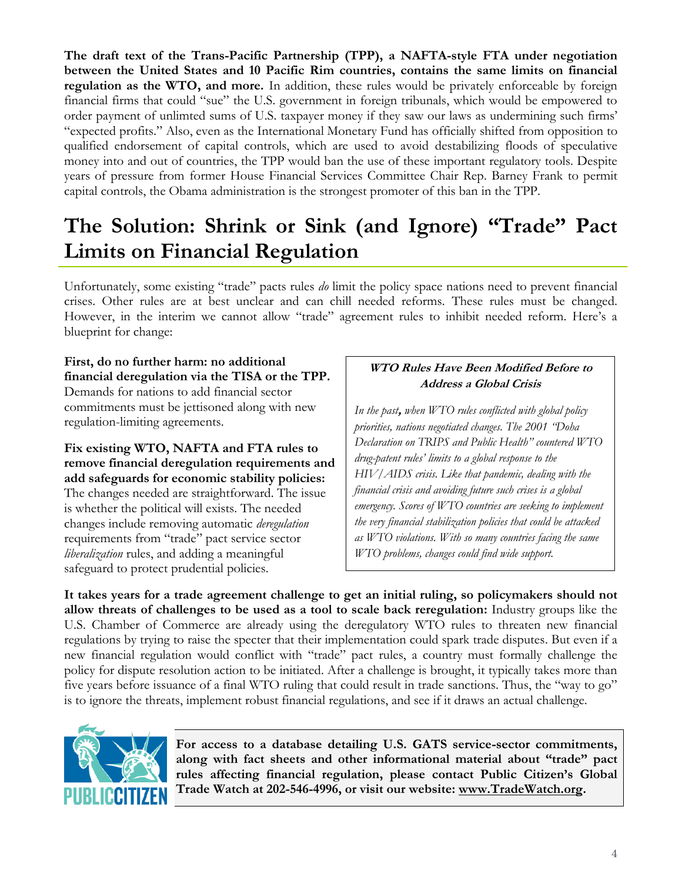**The draft text of the Trans-Pacific Partnership (TPP), a NAFTA-style FTA under negotiation between the United States and 10 Pacific Rim countries, contains the same limits on financial regulation as the WTO, and more.** In addition, these rules would be privately enforceable by foreign financial firms that could "sue" the U.S. government in foreign tribunals, which would be empowered to order payment of unlimted sums of U.S. taxpayer money if they saw our laws as undermining such firms' "expected profits." Also, even as the International Monetary Fund has officially shifted from opposition to qualified endorsement of capital controls, which are used to avoid destabilizing floods of speculative money into and out of countries, the TPP would ban the use of these important regulatory tools. Despite years of pressure from former House Financial Services Committee Chair Rep. Barney Frank to permit capital controls, the Obama administration is the strongest promoter of this ban in the TPP.

# The Solution: Shrink or Sink (and Ignore) "Trade" Pact Limits on Financial Regulation

Unfortunately, some existing "trade" pacts rules *do* limit the policy space nations need to prevent financial crises. Other rules are at best unclear and can chill needed reforms. These rules must be changed. However, in the interim we cannot allow "trade" agreement rules to inhibit needed reform. Here's a blueprint for change:

**First, do no further harm: no additional financial deregulation via the TISA or the TPP.** Demands for nations to add financial sector commitments must be jettisoned along with new regulation-limiting agreements.

**Fix existing WTO, NAFTA and FTA rules to remove financial deregulation requirements and add safeguards for economic stability policies:** The changes needed are straightforward. The issue is whether the political will exists. The needed changes include removing automatic *deregulation* requirements from "trade" pact service sector *liberalization* rules, and adding a meaningful safeguard to protect prudential policies.

***WTO Rules Have Been Modified Before to Address a Global Crisis***

*In the past, when WTO rules conflicted with global policy priorities, nations negotiated changes. The 2001 "Doha Declaration on TRIPS and Public Health" countered WTO drug-patent rules' limits to a global response to the HIV/AIDS crisis. Like that pandemic, dealing with the financial crisis and avoiding future such crises is a global emergency. Scores of WTO countries are seeking to implement the very financial stabilization policies that could be attacked as WTO violations. With so many countries facing the same WTO problems, changes could find wide support.*

**It takes years for a trade agreement challenge to get an initial ruling, so policymakers should not allow threats of challenges to be used as a tool to scale back reregulation:** Industry groups like the U.S. Chamber of Commerce are already using the deregulatory WTO rules to threaten new financial regulations by trying to raise the specter that their implementation could spark trade disputes. But even if a new financial regulation would conflict with "trade" pact rules, a country must formally challenge the policy for dispute resolution action to be initiated. After a challenge is brought, it typically takes more than five years before issuance of a final WTO ruling that could result in trade sanctions. Thus, the "way to go" is to ignore the threats, implement robust financial regulations, and see if it draws an actual challenge.

PUBLIC CITIZEN

**For access to a database detailing U.S. GATS service-sector commitments, along with fact sheets and other informational material about "trade" pact rules affecting financial regulation, please contact Public Citizen's Global Trade Watch at 202-546-4996, or visit our website: www.TradeWatch.org.**